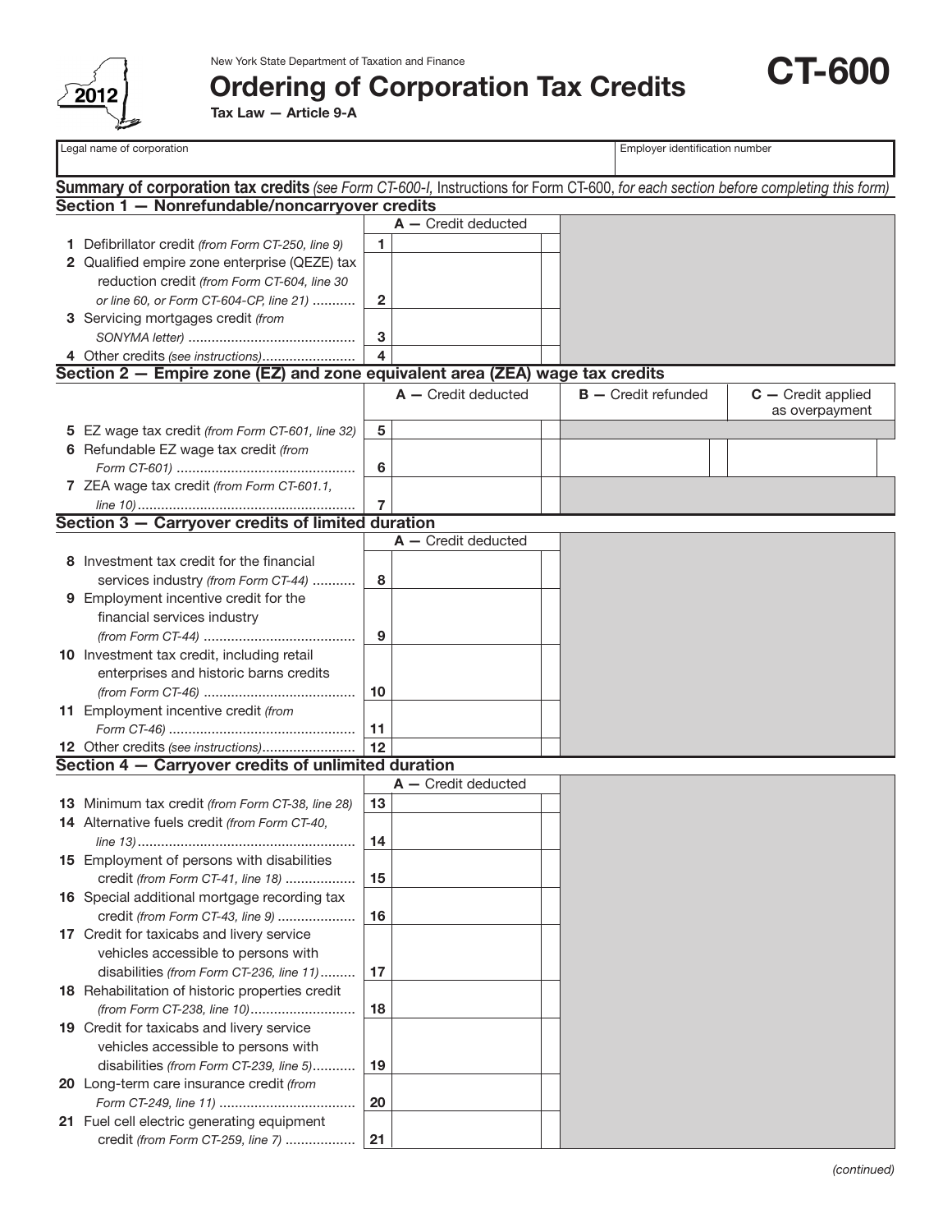New York State Department of Taxation and Finance

# Ordering of Corporation Tax Credits

**CT-600**

**Tax Law — Article 9-A**

2012

| Legal name of corporation | Employer identification number |
|---|---|
| | |

**Summary of corporation tax credits** *(see Form CT-600-I,* Instructions for Form CT-600, *for each section before completing this form)*

## Section 1 — Nonrefundable/noncarryover credits

| | | A — Credit deducted |
|---|---|---|
| **1** Defibrillator credit *(from Form CT-250, line 9)* | 1 | |
| **2** Qualified empire zone enterprise (QEZE) tax reduction credit *(from Form CT-604, line 30 or line 60, or Form CT-604-CP, line 21)* | 2 | |
| **3** Servicing mortgages credit *(from SONYMA letter)* | 3 | |
| **4** Other credits *(see instructions)* | 4 | |

## Section 2 — Empire zone (EZ) and zone equivalent area (ZEA) wage tax credits

| | | A — Credit deducted | B — Credit refunded | C — Credit applied as overpayment |
|---|---|---|---|---|
| **5** EZ wage tax credit *(from Form CT-601, line 32)* | 5 | | | |
| **6** Refundable EZ wage tax credit *(from Form CT-601)* | 6 | | | |
| **7** ZEA wage tax credit *(from Form CT-601.1, line 10)* | 7 | | | |

## Section 3 — Carryover credits of limited duration

| | | A — Credit deducted |
|---|---|---|
| **8** Investment tax credit for the financial services industry *(from Form CT-44)* | 8 | |
| **9** Employment incentive credit for the financial services industry *(from Form CT-44)* | 9 | |
| **10** Investment tax credit, including retail enterprises and historic barns credits *(from Form CT-46)* | 10 | |
| **11** Employment incentive credit *(from Form CT-46)* | 11 | |
| **12** Other credits *(see instructions)* | 12 | |

## Section 4 — Carryover credits of unlimited duration

| | | A — Credit deducted |
|---|---|---|
| **13** Minimum tax credit *(from Form CT-38, line 28)* | 13 | |
| **14** Alternative fuels credit *(from Form CT-40, line 13)* | 14 | |
| **15** Employment of persons with disabilities credit *(from Form CT-41, line 18)* | 15 | |
| **16** Special additional mortgage recording tax credit *(from Form CT-43, line 9)* | 16 | |
| **17** Credit for taxicabs and livery service vehicles accessible to persons with disabilities *(from Form CT-236, line 11)* | 17 | |
| **18** Rehabilitation of historic properties credit *(from Form CT-238, line 10)* | 18 | |
| **19** Credit for taxicabs and livery service vehicles accessible to persons with disabilities *(from Form CT-239, line 5)* | 19 | |
| **20** Long-term care insurance credit *(from Form CT-249, line 11)* | 20 | |
| **21** Fuel cell electric generating equipment credit *(from Form CT-259, line 7)* | 21 | |

*(continued)*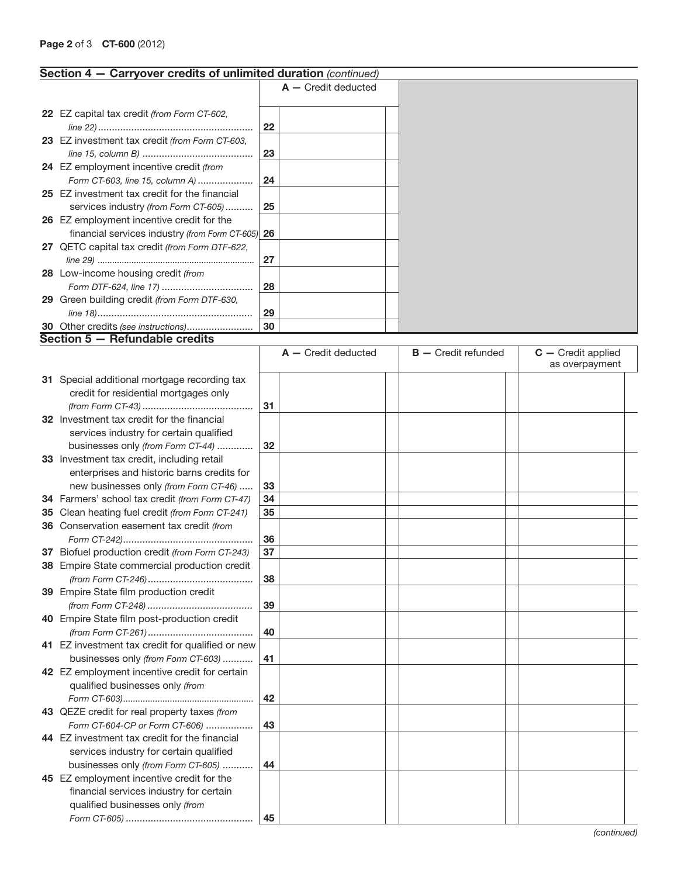## Section 4 — Carryover credits of unlimited duration *(continued)*

| | | A — Credit deducted |
|---|---|---|
| **22** EZ capital tax credit *(from Form CT-602, line 22)* | **22** | |
| **23** EZ investment tax credit *(from Form CT-603, line 15, column B)* | **23** | |
| **24** EZ employment incentive credit *(from Form CT-603, line 15, column A)* | **24** | |
| **25** EZ investment tax credit for the financial services industry *(from Form CT-605)* | **25** | |
| **26** EZ employment incentive credit for the financial services industry *(from Form CT-605)* | **26** | |
| **27** QETC capital tax credit *(from Form DTF-622, line 29)* | **27** | |
| **28** Low-income housing credit *(from Form DTF-624, line 17)* | **28** | |
| **29** Green building credit *(from Form DTF-630, line 18)* | **29** | |
| **30** Other credits *(see instructions)* | **30** | |

## Section 5 — Refundable credits

| | | A — Credit deducted | B — Credit refunded | C — Credit applied as overpayment |
|---|---|---|---|---|
| **31** Special additional mortgage recording tax credit for residential mortgages only *(from Form CT-43)* | **31** | | | |
| **32** Investment tax credit for the financial services industry for certain qualified businesses only *(from Form CT-44)* | **32** | | | |
| **33** Investment tax credit, including retail enterprises and historic barns credits for new businesses only *(from Form CT-46)* | **33** | | | |
| **34** Farmers' school tax credit *(from Form CT-47)* | **34** | | | |
| **35** Clean heating fuel credit *(from Form CT-241)* | **35** | | | |
| **36** Conservation easement tax credit *(from Form CT-242)* | **36** | | | |
| **37** Biofuel production credit *(from Form CT-243)* | **37** | | | |
| **38** Empire State commercial production credit *(from Form CT-246)* | **38** | | | |
| **39** Empire State film production credit *(from Form CT-248)* | **39** | | | |
| **40** Empire State film post-production credit *(from Form CT-261)* | **40** | | | |
| **41** EZ investment tax credit for qualified or new businesses only *(from Form CT-603)* | **41** | | | |
| **42** EZ employment incentive credit for certain qualified businesses only *(from Form CT-603)* | **42** | | | |
| **43** QEZE credit for real property taxes *(from Form CT-604-CP or Form CT-606)* | **43** | | | |
| **44** EZ investment tax credit for the financial services industry for certain qualified businesses only *(from Form CT-605)* | **44** | | | |
| **45** EZ employment incentive credit for the financial services industry for certain qualified businesses only *(from Form CT-605)* | **45** | | | |

*(continued)*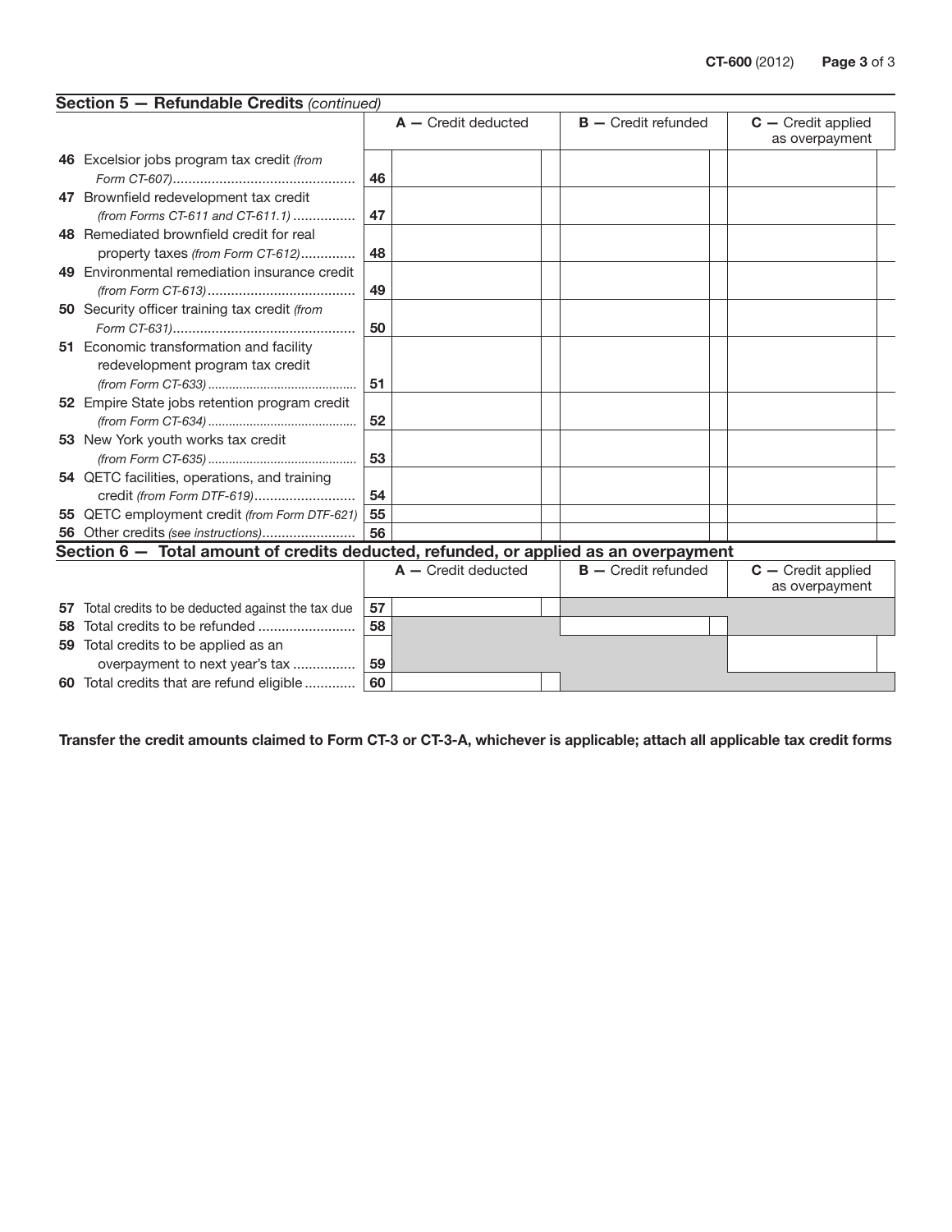## Section 5 — Refundable Credits *(continued)*

| | | A — Credit deducted | B — Credit refunded | C — Credit applied as overpayment |
|---|---|---|---|---|
| **46** Excelsior jobs program tax credit *(from Form CT-607)* | 46 | | | |
| **47** Brownfield redevelopment tax credit *(from Forms CT-611 and CT-611.1)* | 47 | | | |
| **48** Remediated brownfield credit for real property taxes *(from Form CT-612)* | 48 | | | |
| **49** Environmental remediation insurance credit *(from Form CT-613)* | 49 | | | |
| **50** Security officer training tax credit *(from Form CT-631)* | 50 | | | |
| **51** Economic transformation and facility redevelopment program tax credit *(from Form CT-633)* | 51 | | | |
| **52** Empire State jobs retention program credit *(from Form CT-634)* | 52 | | | |
| **53** New York youth works tax credit *(from Form CT-635)* | 53 | | | |
| **54** QETC facilities, operations, and training credit *(from Form DTF-619)* | 54 | | | |
| **55** QETC employment credit *(from Form DTF-621)* | 55 | | | |
| **56** Other credits *(see instructions)* | 56 | | | |

## Section 6 — Total amount of credits deducted, refunded, or applied as an overpayment

| | | A — Credit deducted | B — Credit refunded | C — Credit applied as overpayment |
|---|---|---|---|---|
| **57** Total credits to be deducted against the tax due | 57 | | | |
| **58** Total credits to be refunded | 58 | | | |
| **59** Total credits to be applied as an overpayment to next year's tax | 59 | | | |
| **60** Total credits that are refund eligible | 60 | | | |

**Transfer the credit amounts claimed to Form CT-3 or CT-3-A, whichever is applicable; attach all applicable tax credit forms**